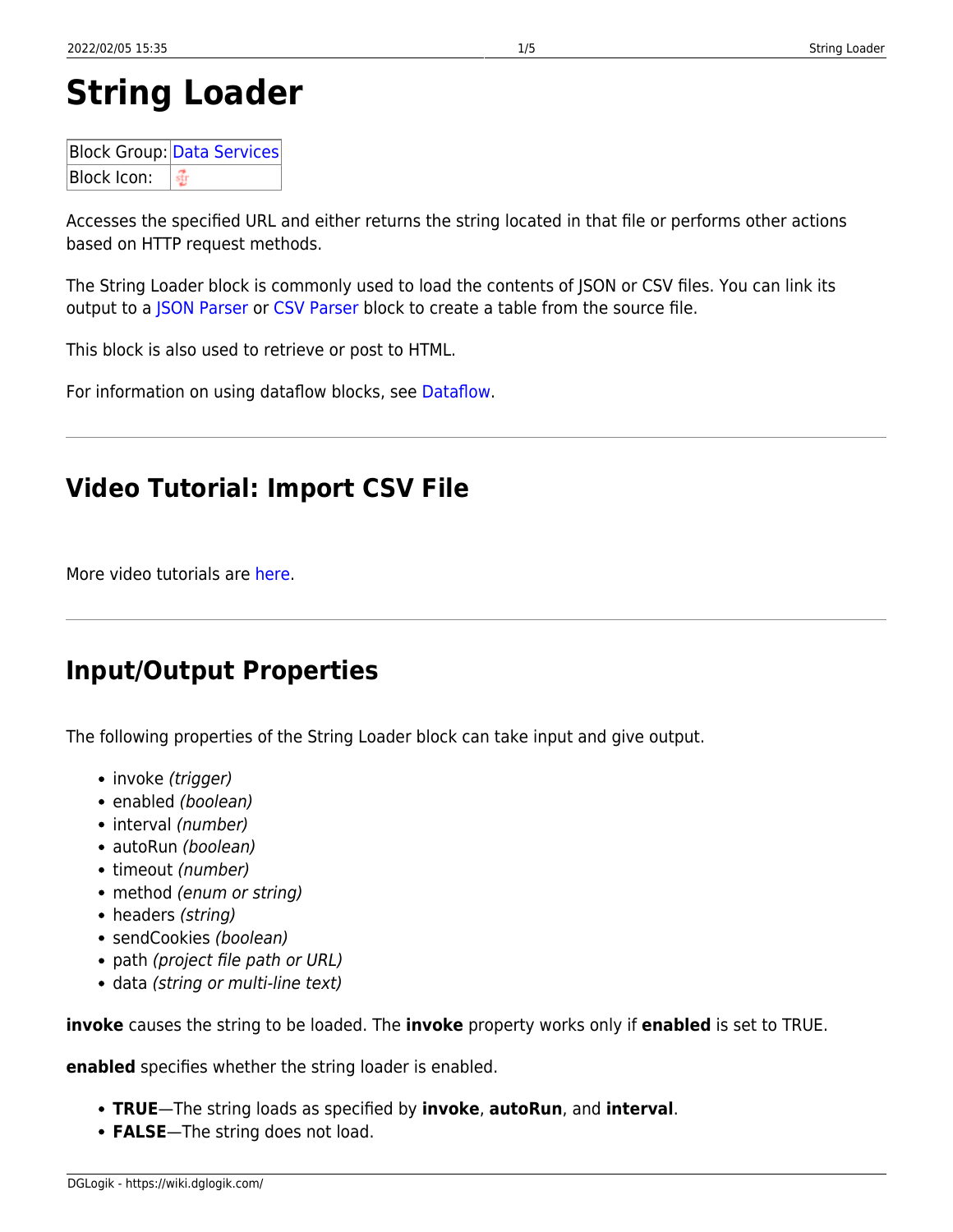# String Loader

| Block Group: | Data Services |
|---|---|
| Block Icon: | |

Accesses the specified URL and either returns the string located in that file or performs other actions based on HTTP request methods.

The String Loader block is commonly used to load the contents of JSON or CSV files. You can link its output to a JSON Parser or CSV Parser block to create a table from the source file.

This block is also used to retrieve or post to HTML.

For information on using dataflow blocks, see Dataflow.

---

## Video Tutorial: Import CSV File

More video tutorials are here.

---

## Input/Output Properties

The following properties of the String Loader block can take input and give output.

- invoke *(trigger)*
- enabled *(boolean)*
- interval *(number)*
- autoRun *(boolean)*
- timeout *(number)*
- method *(enum or string)*
- headers *(string)*
- sendCookies *(boolean)*
- path *(project file path or URL)*
- data *(string or multi-line text)*

**invoke** causes the string to be loaded. The **invoke** property works only if **enabled** is set to TRUE.

**enabled** specifies whether the string loader is enabled.

- **TRUE**—The string loads as specified by **invoke**, **autoRun**, and **interval**.
- **FALSE**—The string does not load.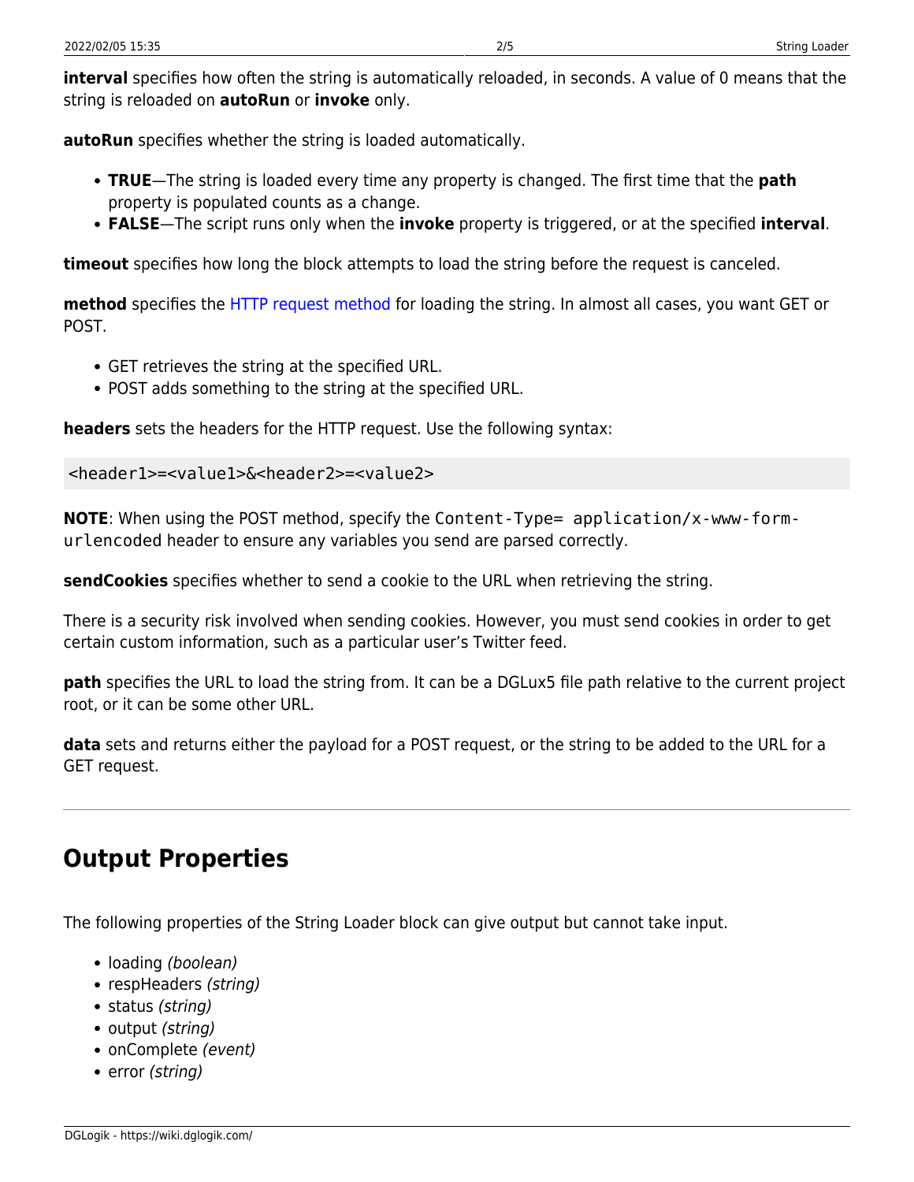**interval** specifies how often the string is automatically reloaded, in seconds. A value of 0 means that the string is reloaded on **autoRun** or **invoke** only.

**autoRun** specifies whether the string is loaded automatically.

- **TRUE**—The string is loaded every time any property is changed. The first time that the **path** property is populated counts as a change.
- **FALSE**—The script runs only when the **invoke** property is triggered, or at the specified **interval**.

**timeout** specifies how long the block attempts to load the string before the request is canceled.

**method** specifies the HTTP request method for loading the string. In almost all cases, you want GET or POST.

- GET retrieves the string at the specified URL.
- POST adds something to the string at the specified URL.

**headers** sets the headers for the HTTP request. Use the following syntax:

```
<header1>=<value1>&<header2>=<value2>
```

**NOTE**: When using the POST method, specify the `Content-Type= application/x-www-form-urlencoded` header to ensure any variables you send are parsed correctly.

**sendCookies** specifies whether to send a cookie to the URL when retrieving the string.

There is a security risk involved when sending cookies. However, you must send cookies in order to get certain custom information, such as a particular user's Twitter feed.

**path** specifies the URL to load the string from. It can be a DGLux5 file path relative to the current project root, or it can be some other URL.

**data** sets and returns either the payload for a POST request, or the string to be added to the URL for a GET request.

---

## Output Properties

The following properties of the String Loader block can give output but cannot take input.

- loading *(boolean)*
- respHeaders *(string)*
- status *(string)*
- output *(string)*
- onComplete *(event)*
- error *(string)*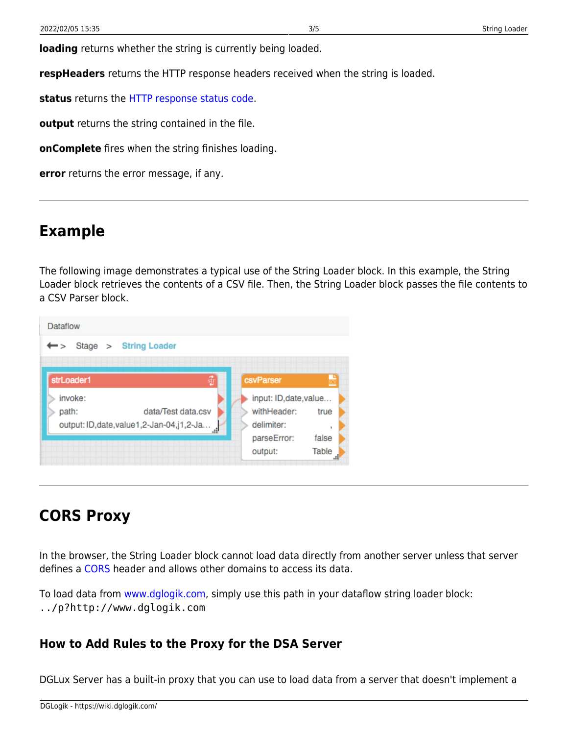**loading** returns whether the string is currently being loaded.

**respHeaders** returns the HTTP response headers received when the string is loaded.

**status** returns the HTTP response status code.

**output** returns the string contained in the file.

**onComplete** fires when the string finishes loading.

**error** returns the error message, if any.

---

## Example

The following image demonstrates a typical use of the String Loader block. In this example, the String Loader block retrieves the contents of a CSV file. Then, the String Loader block passes the file contents to a CSV Parser block.

---

## CORS Proxy

In the browser, the String Loader block cannot load data directly from another server unless that server defines a CORS header and allows other domains to access its data.

To load data from www.dglogik.com, simply use this path in your dataflow string loader block: `../p?http://www.dglogik.com`

### How to Add Rules to the Proxy for the DSA Server

DGLux Server has a built-in proxy that you can use to load data from a server that doesn't implement a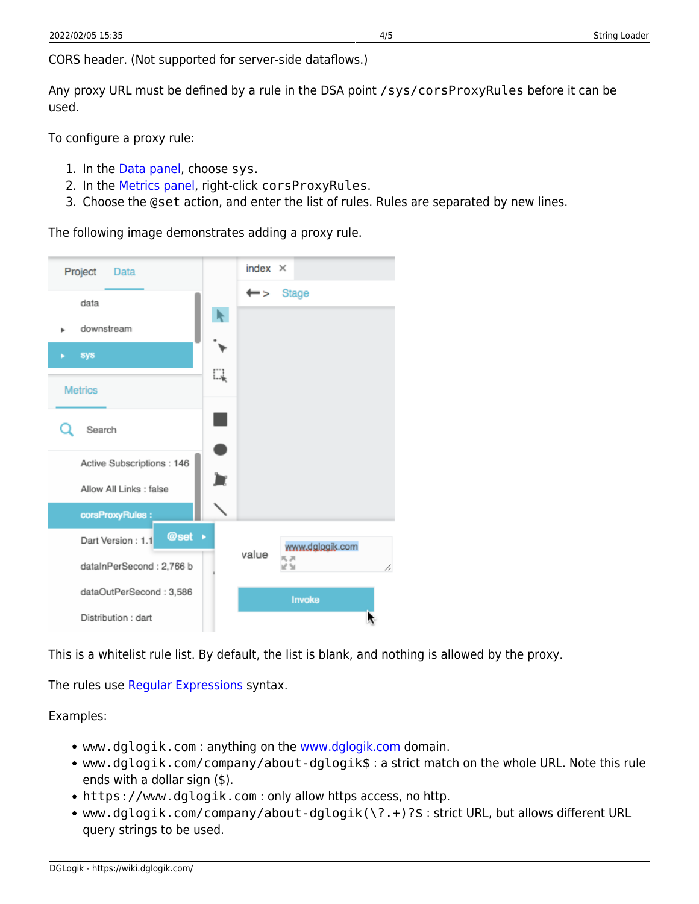CORS header. (Not supported for server-side dataflows.)

Any proxy URL must be defined by a rule in the DSA point `/sys/corsProxyRules` before it can be used.

To configure a proxy rule:

1. In the Data panel, choose `sys`.
2. In the Metrics panel, right-click `corsProxyRules`.
3. Choose the `@set` action, and enter the list of rules. Rules are separated by new lines.

The following image demonstrates adding a proxy rule.

This is a whitelist rule list. By default, the list is blank, and nothing is allowed by the proxy.

The rules use Regular Expressions syntax.

Examples:

- `www.dglogik.com` : anything on the www.dglogik.com domain.
- `www.dglogik.com/company/about-dglogik$` : a strict match on the whole URL. Note this rule ends with a dollar sign ($).
- `https://www.dglogik.com` : only allow https access, no http.
- `www.dglogik.com/company/about-dglogik(\?.+)?$` : strict URL, but allows different URL query strings to be used.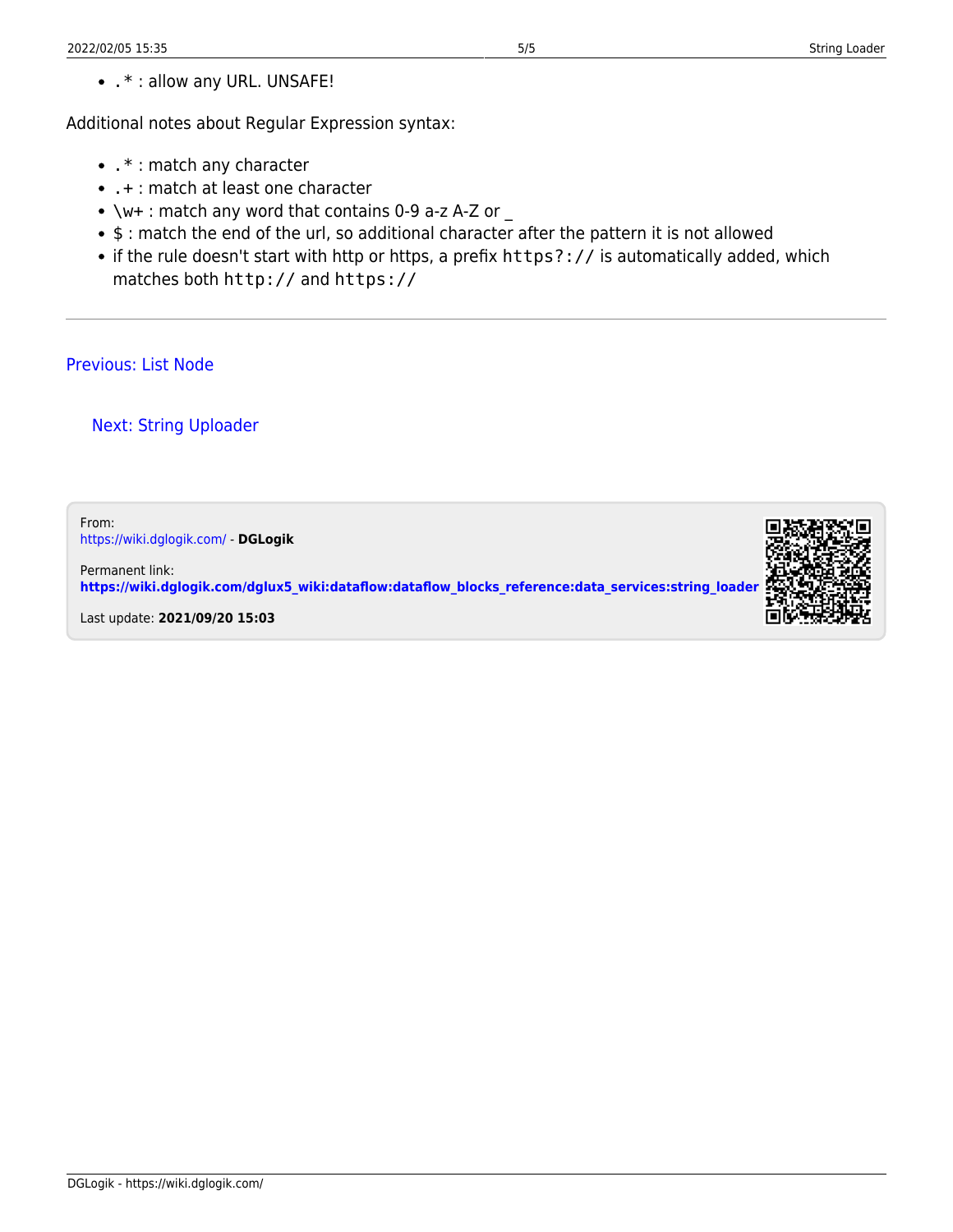- `.*` : allow any URL. UNSAFE!

Additional notes about Regular Expression syntax:

- `.*` : match any character
- `.+` : match at least one character
- \w+ : match any word that contains 0-9 a-z A-Z or _
- $ : match the end of the url, so additional character after the pattern it is not allowed
- if the rule doesn't start with http or https, a prefix `https?://` is automatically added, which matches both `http://` and `https://`

---

Previous: List Node

Next: String Uploader

From:
https://wiki.dglogik.com/ - **DGLogik**

Permanent link:
**https://wiki.dglogik.com/dglux5_wiki:dataflow:dataflow_blocks_reference:data_services:string_loader**

Last update: **2021/09/20 15:03**